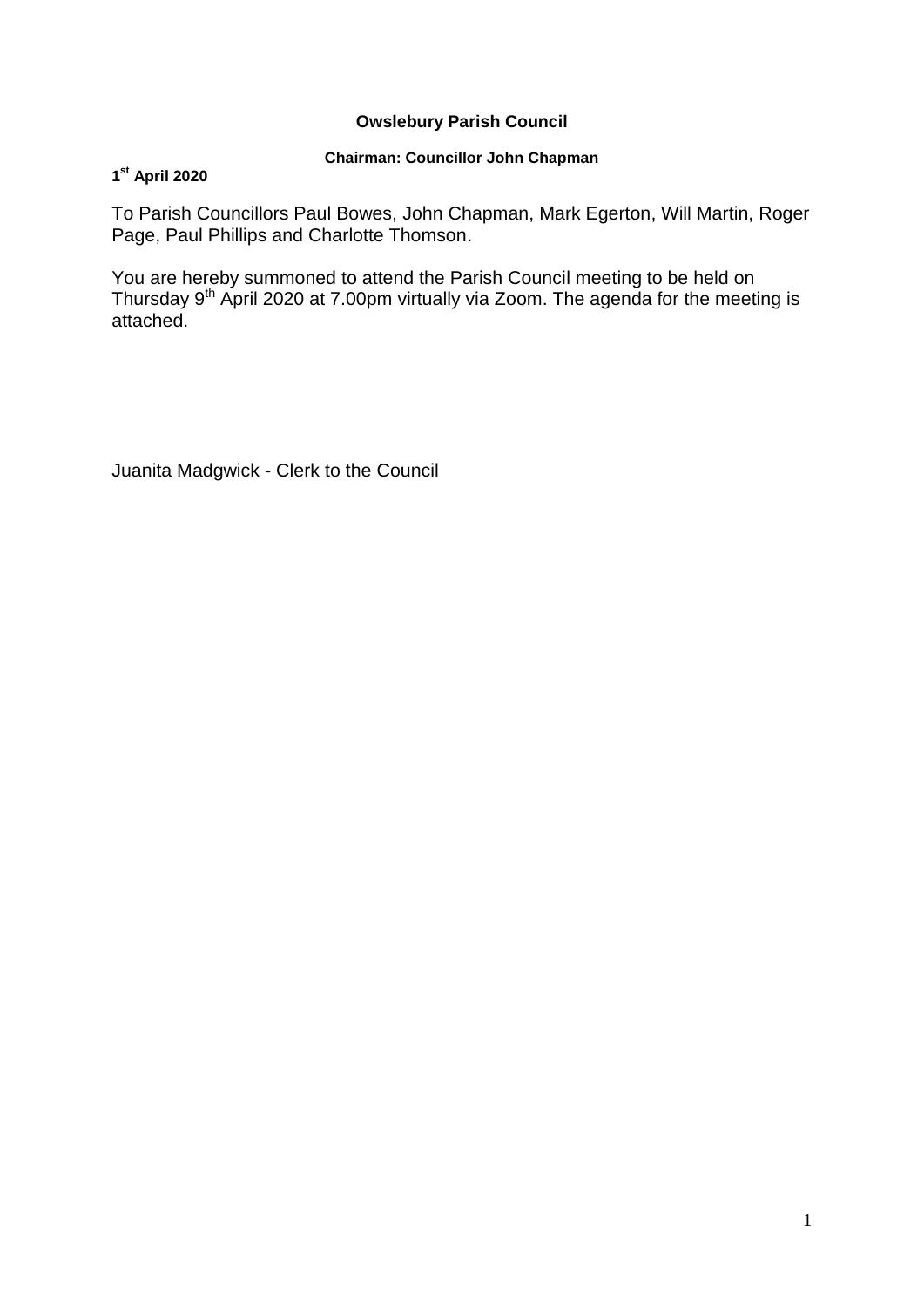**Owslebury Parish Council**

**Chairman: Councillor John Chapman**

**1st April 2020**

To Parish Councillors Paul Bowes, John Chapman, Mark Egerton, Will Martin, Roger Page, Paul Phillips and Charlotte Thomson.

You are hereby summoned to attend the Parish Council meeting to be held on Thursday 9th April 2020 at 7.00pm virtually via Zoom. The agenda for the meeting is attached.

Juanita Madgwick - Clerk to the Council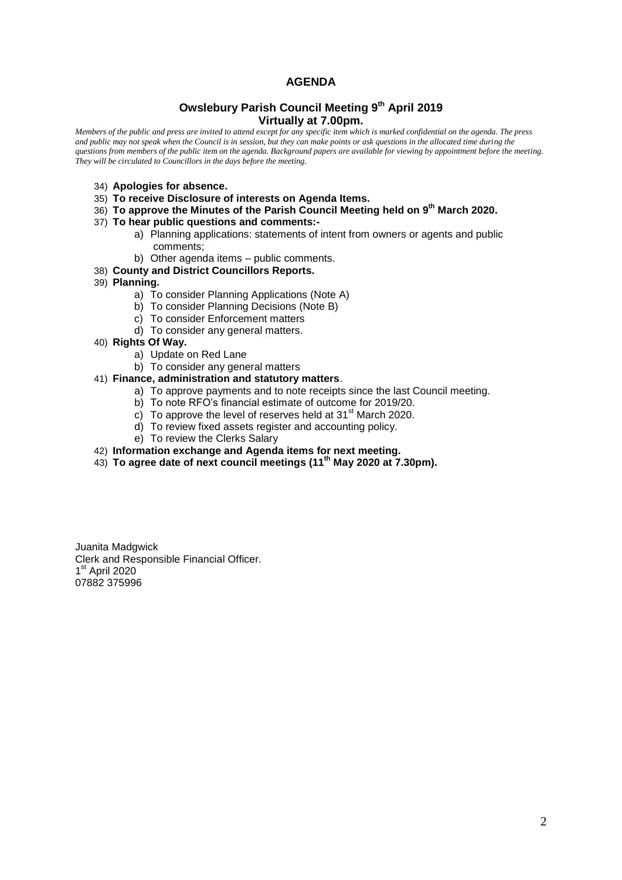# AGENDA

## Owslebury Parish Council Meeting 9th April 2019
## Virtually at 7.00pm.

*Members of the public and press are invited to attend except for any specific item which is marked confidential on the agenda. The press and public may not speak when the Council is in session, but they can make points or ask questions in the allocated time during the questions from members of the public item on the agenda. Background papers are available for viewing by appointment before the meeting. They will be circulated to Councillors in the days before the meeting.*

34) **Apologies for absence.**
35) **To receive Disclosure of interests on Agenda Items.**
36) **To approve the Minutes of the Parish Council Meeting held on 9th March 2020.**
37) **To hear public questions and comments:-**
    a) Planning applications: statements of intent from owners or agents and public comments;
    b) Other agenda items – public comments.
38) **County and District Councillors Reports.**
39) **Planning.**
    a) To consider Planning Applications (Note A)
    b) To consider Planning Decisions (Note B)
    c) To consider Enforcement matters
    d) To consider any general matters.
40) **Rights Of Way.**
    a) Update on Red Lane
    b) To consider any general matters
41) **Finance, administration and statutory matters**.
    a) To approve payments and to note receipts since the last Council meeting.
    b) To note RFO's financial estimate of outcome for 2019/20.
    c) To approve the level of reserves held at 31st March 2020.
    d) To review fixed assets register and accounting policy.
    e) To review the Clerks Salary
42) **Information exchange and Agenda items for next meeting.**
43) **To agree date of next council meetings (11th May 2020 at 7.30pm).**

Juanita Madgwick
Clerk and Responsible Financial Officer.
1st April 2020
07882 375996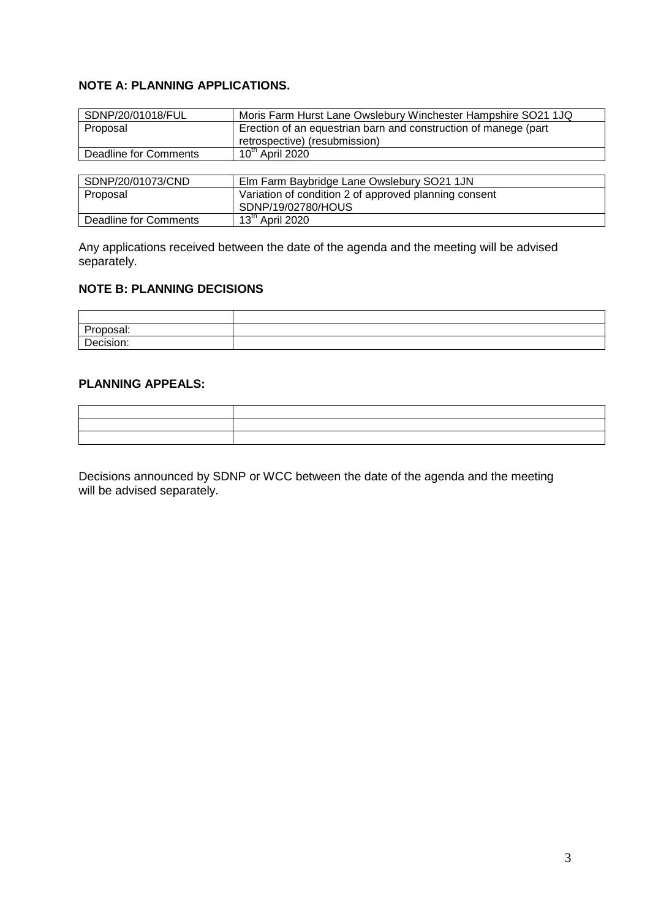**NOTE A: PLANNING APPLICATIONS.**

| | |
|---|---|
| SDNP/20/01018/FUL | Moris Farm Hurst Lane Owslebury Winchester Hampshire SO21 1JQ |
| Proposal | Erection of an equestrian barn and construction of manege (part retrospective) (resubmission) |
| Deadline for Comments | 10th April 2020 |

| | |
|---|---|
| SDNP/20/01073/CND | Elm Farm Baybridge Lane Owslebury SO21 1JN |
| Proposal | Variation of condition 2 of approved planning consent SDNP/19/02780/HOUS |
| Deadline for Comments | 13th April 2020 |

Any applications received between the date of the agenda and the meeting will be advised separately.

**NOTE B: PLANNING DECISIONS**

| | |
|---|---|
| | |
| Proposal: | |
| Decision: | |

**PLANNING APPEALS:**

| | |
|---|---|
| | |
| | |
| | |

Decisions announced by SDNP or WCC between the date of the agenda and the meeting will be advised separately.